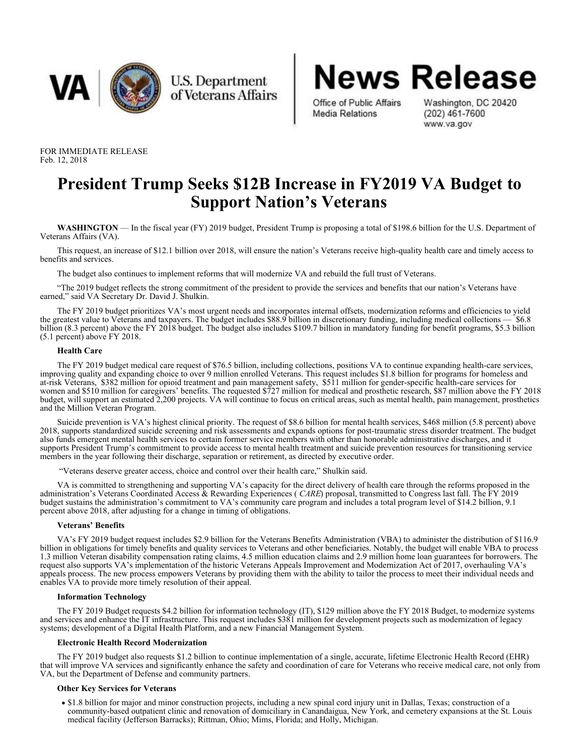VA | U.S. Department of Veterans Affairs

# News Release

Office of Public Affairs
Media Relations

Washington, DC 20420
(202) 461-7600
www.va.gov

FOR IMMEDIATE RELEASE
Feb. 12, 2018

# President Trump Seeks $12B Increase in FY2019 VA Budget to Support Nation's Veterans

**WASHINGTON** — In the fiscal year (FY) 2019 budget, President Trump is proposing a total of $198.6 billion for the U.S. Department of Veterans Affairs (VA).

This request, an increase of $12.1 billion over 2018, will ensure the nation's Veterans receive high-quality health care and timely access to benefits and services.

The budget also continues to implement reforms that will modernize VA and rebuild the full trust of Veterans.

"The 2019 budget reflects the strong commitment of the president to provide the services and benefits that our nation's Veterans have earned," said VA Secretary Dr. David J. Shulkin.

The FY 2019 budget prioritizes VA's most urgent needs and incorporates internal offsets, modernization reforms and efficiencies to yield the greatest value to Veterans and taxpayers. The budget includes $88.9 billion in discretionary funding, including medical collections — $6.8 billion (8.3 percent) above the FY 2018 budget. The budget also includes $109.7 billion in mandatory funding for benefit programs, $5.3 billion (5.1 percent) above FY 2018.

**Health Care**

The FY 2019 budget medical care request of $76.5 billion, including collections, positions VA to continue expanding health-care services, improving quality and expanding choice to over 9 million enrolled Veterans. This request includes $1.8 billion for programs for homeless and at-risk Veterans, $382 million for opioid treatment and pain management safety, $511 million for gender-specific health-care services for women and $510 million for caregivers' benefits. The requested $727 million for medical and prosthetic research, $87 million above the FY 2018 budget, will support an estimated 2,200 projects. VA will continue to focus on critical areas, such as mental health, pain management, prosthetics and the Million Veteran Program.

Suicide prevention is VA's highest clinical priority. The request of $8.6 billion for mental health services, $468 million (5.8 percent) above 2018, supports standardized suicide screening and risk assessments and expands options for post-traumatic stress disorder treatment. The budget also funds emergent mental health services to certain former service members with other than honorable administrative discharges, and it supports President Trump's commitment to provide access to mental health treatment and suicide prevention resources for transitioning service members in the year following their discharge, separation or retirement, as directed by executive order.

"Veterans deserve greater access, choice and control over their health care," Shulkin said.

VA is committed to strengthening and supporting VA's capacity for the direct delivery of health care through the reforms proposed in the administration's Veterans Coordinated Access & Rewarding Experiences ( *CARE*) proposal, transmitted to Congress last fall. The FY 2019 budget sustains the administration's commitment to VA's community care program and includes a total program level of $14.2 billion, 9.1 percent above 2018, after adjusting for a change in timing of obligations.

**Veterans' Benefits**

VA's FY 2019 budget request includes $2.9 billion for the Veterans Benefits Administration (VBA) to administer the distribution of $116.9 billion in obligations for timely benefits and quality services to Veterans and other beneficiaries. Notably, the budget will enable VBA to process 1.3 million Veteran disability compensation rating claims, 4.5 million education claims and 2.9 million home loan guarantees for borrowers. The request also supports VA's implementation of the historic Veterans Appeals Improvement and Modernization Act of 2017, overhauling VA's appeals process. The new process empowers Veterans by providing them with the ability to tailor the process to meet their individual needs and enables VA to provide more timely resolution of their appeal.

**Information Technology**

The FY 2019 Budget requests $4.2 billion for information technology (IT), $129 million above the FY 2018 Budget, to modernize systems and services and enhance the IT infrastructure. This request includes $381 million for development projects such as modernization of legacy systems; development of a Digital Health Platform, and a new Financial Management System.

**Electronic Health Record Modernization**

The FY 2019 budget also requests $1.2 billion to continue implementation of a single, accurate, lifetime Electronic Health Record (EHR) that will improve VA services and significantly enhance the safety and coordination of care for Veterans who receive medical care, not only from VA, but the Department of Defense and community partners.

**Other Key Services for Veterans**

- $1.8 billion for major and minor construction projects, including a new spinal cord injury unit in Dallas, Texas; construction of a community-based outpatient clinic and renovation of domiciliary in Canandaigua, New York, and cemetery expansions at the St. Louis medical facility (Jefferson Barracks); Rittman, Ohio; Mims, Florida; and Holly, Michigan.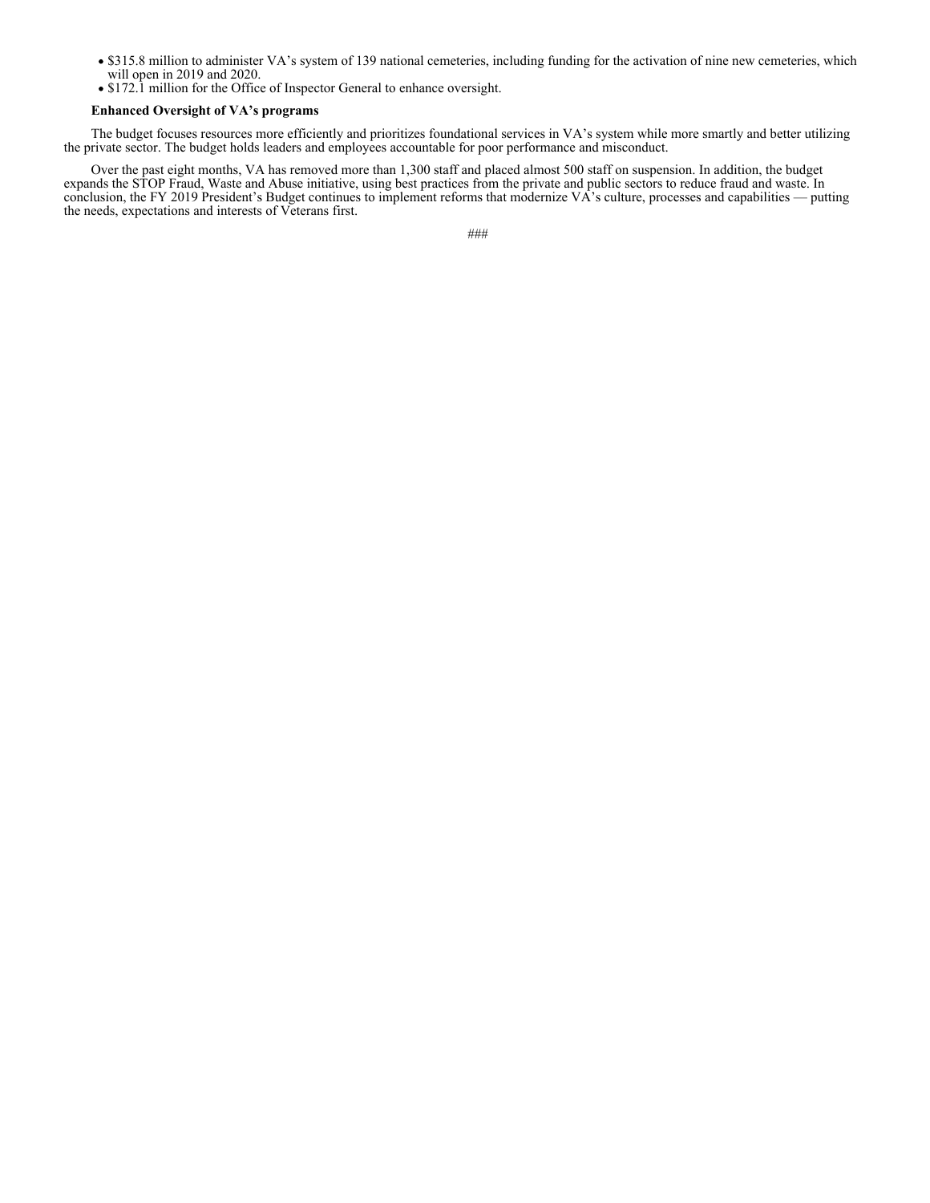- $315.8 million to administer VA’s system of 139 national cemeteries, including funding for the activation of nine new cemeteries, which will open in 2019 and 2020.
- $172.1 million for the Office of Inspector General to enhance oversight.

**Enhanced Oversight of VA’s programs**

The budget focuses resources more efficiently and prioritizes foundational services in VA’s system while more smartly and better utilizing the private sector. The budget holds leaders and employees accountable for poor performance and misconduct.

Over the past eight months, VA has removed more than 1,300 staff and placed almost 500 staff on suspension. In addition, the budget expands the STOP Fraud, Waste and Abuse initiative, using best practices from the private and public sectors to reduce fraud and waste. In conclusion, the FY 2019 President’s Budget continues to implement reforms that modernize VA’s culture, processes and capabilities — putting the needs, expectations and interests of Veterans first.

###